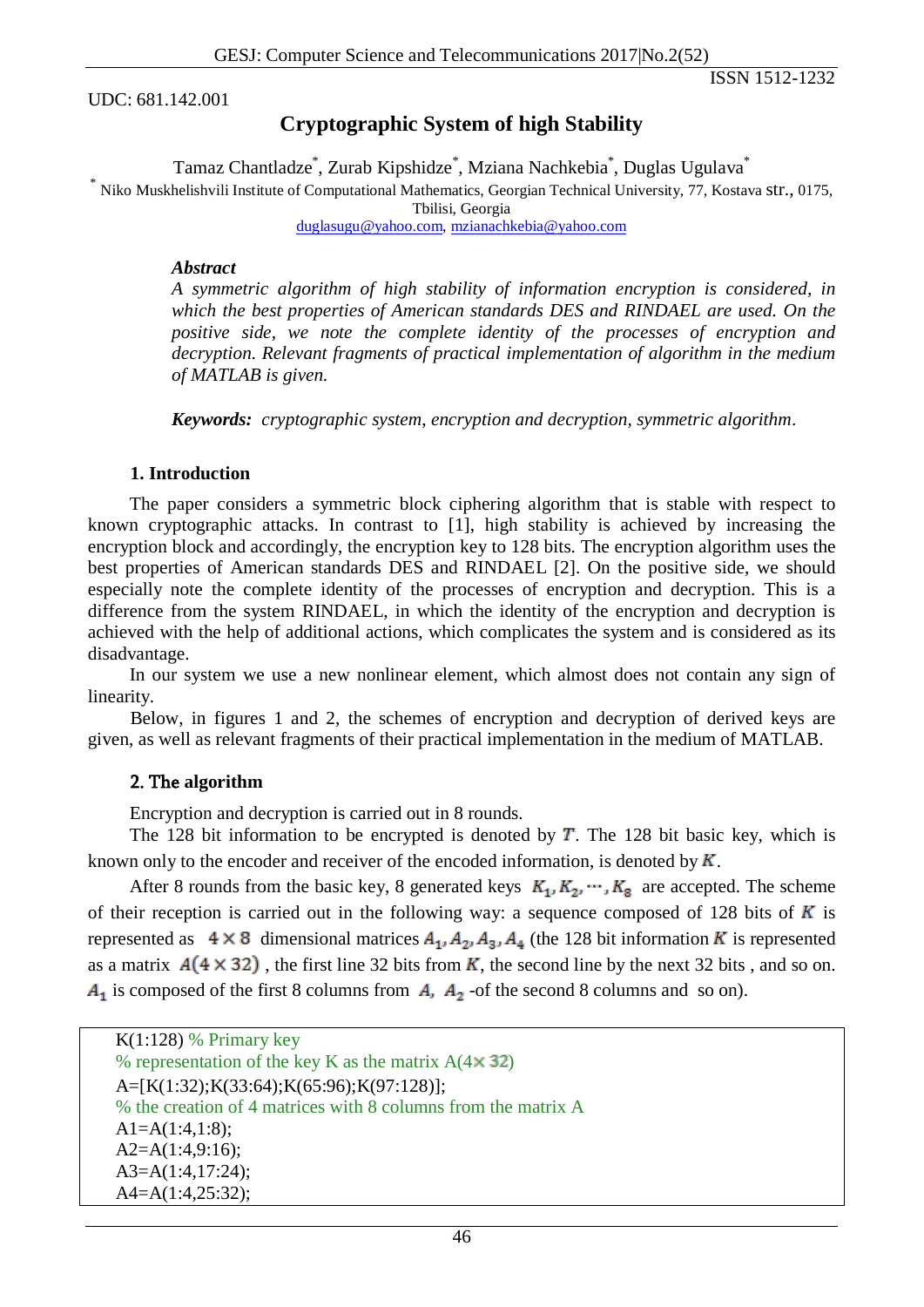UDC: 681.142.001

ISSN 1512-1232

# Cryptographic System of high Stability

Tamaz Chantladze*, Zurab Kipshidze*, Mziana Nachkebia*, Duglas Ugulava*

\* Niko Muskhelishvili Institute of Computational Mathematics, Georgian Technical University, 77, Kostava str., 0175, Tbilisi, Georgia

duglasugu@yahoo.com, mzianachkebia@yahoo.com

***Abstract***

*A symmetric algorithm of high stability of information encryption is considered, in which the best properties of American standards DES and RINDAEL are used. On the positive side, we note the complete identity of the processes of encryption and decryption. Relevant fragments of practical implementation of algorithm in the medium of MATLAB is given.*

***Keywords:*** *cryptographic system, encryption and decryption, symmetric algorithm.*

## 1. Introduction

The paper considers a symmetric block ciphering algorithm that is stable with respect to known cryptographic attacks. In contrast to [1], high stability is achieved by increasing the encryption block and accordingly, the encryption key to 128 bits. The encryption algorithm uses the best properties of American standards DES and RINDAEL [2]. On the positive side, we should especially note the complete identity of the processes of encryption and decryption. This is a difference from the system RINDAEL, in which the identity of the encryption and decryption is achieved with the help of additional actions, which complicates the system and is considered as its disadvantage.

In our system we use a new nonlinear element, which almost does not contain any sign of linearity.

Below, in figures 1 and 2, the schemes of encryption and decryption of derived keys are given, as well as relevant fragments of their practical implementation in the medium of MATLAB.

## 2. The algorithm

Encryption and decryption is carried out in 8 rounds.

The 128 bit information to be encrypted is denoted by $T$. The 128 bit basic key, which is known only to the encoder and receiver of the encoded information, is denoted by $K$.

After 8 rounds from the basic key, 8 generated keys $K_1, K_2, \cdots, K_8$ are accepted. The scheme of their reception is carried out in the following way: a sequence composed of 128 bits of $K$ is represented as $4 \times 8$ dimensional matrices $A_1, A_2, A_3, A_4$ (the 128 bit information $K$ is represented as a matrix $A(4 \times 32)$, the first line 32 bits from $K$, the second line by the next 32 bits, and so on. $A_1$ is composed of the first 8 columns from $A$, $A_2$ -of the second 8 columns and so on).

```
K(1:128) % Primary key
% representation of the key K as the matrix A(4×32)
A=[K(1:32);K(33:64);K(65:96);K(97:128)];
% the creation of 4 matrices with 8 columns from the matrix A
A1=A(1:4,1:8);
A2=A(1:4,9:16);
A3=A(1:4,17:24);
A4=A(1:4,25:32);
```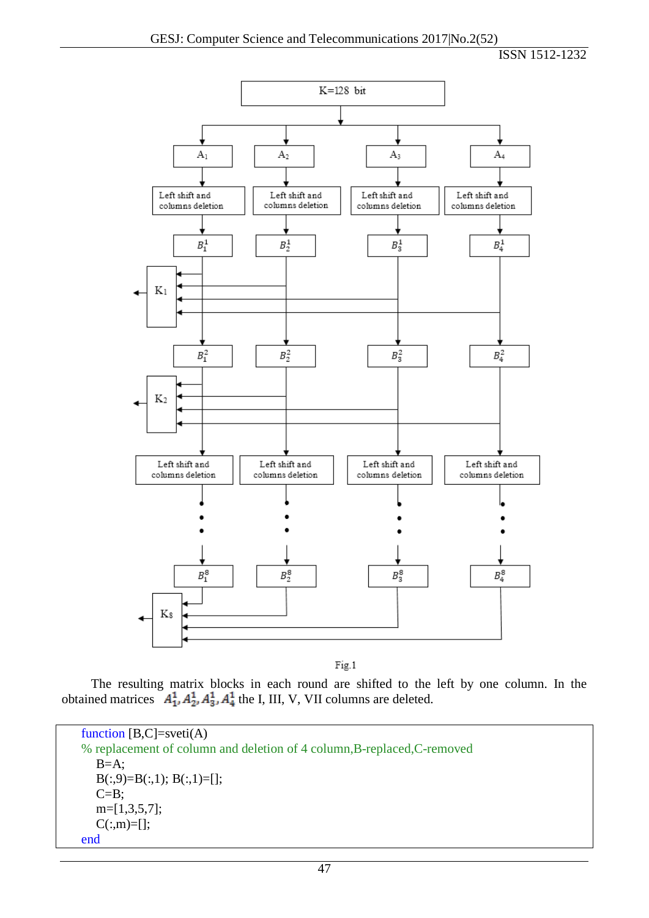Fig.1

The resulting matrix blocks in each round are shifted to the left by one column. In the obtained matrices $A_1^1, A_2^1, A_3^1, A_4^1$ the I, III, V, VII columns are deleted.

```
function [B,C]=sveti(A)
% replacement of column and deletion of 4 column,B-replaced,C-removed
   B=A;
   B(:,9)=B(:,1); B(:,1)=[];
   C=B;
   m=[1,3,5,7];
   C(:,m)=[];
end
```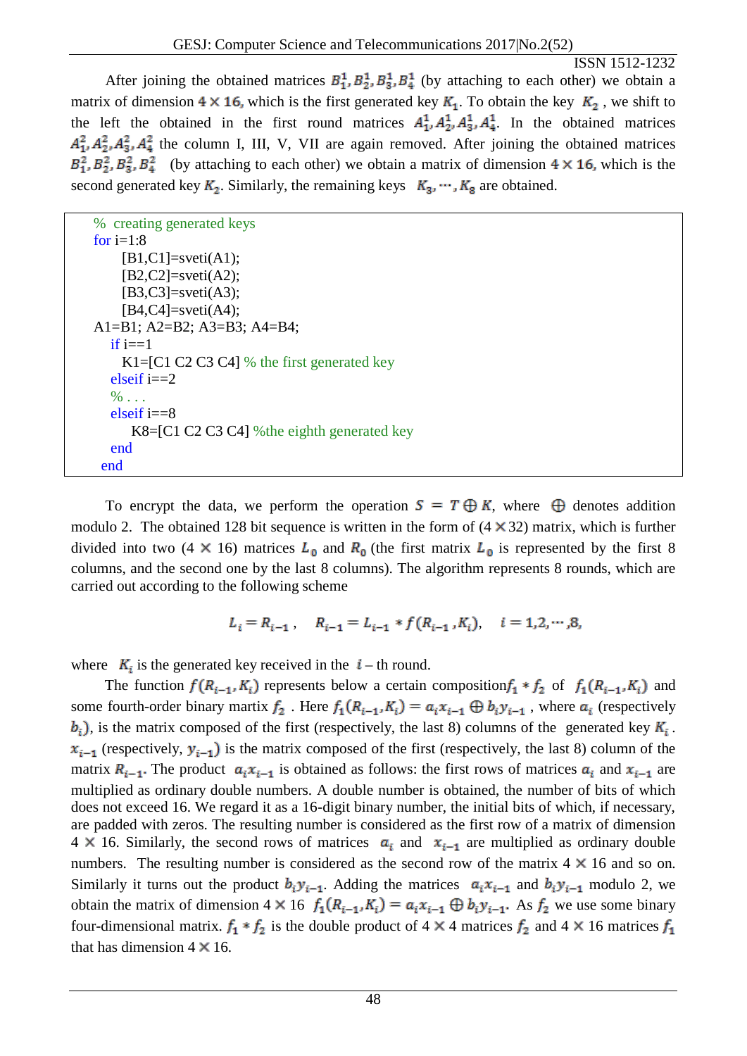After joining the obtained matrices $B_1^1, B_2^1, B_3^1, B_4^1$ (by attaching to each other) we obtain a matrix of dimension $4 \times 16$, which is the first generated key $K_1$. To obtain the key $K_2$ , we shift to the left the obtained in the first round matrices $A_1^1, A_2^1, A_3^1, A_4^1$. In the obtained matrices $A_1^2, A_2^2, A_3^2, A_4^2$ the column I, III, V, VII are again removed. After joining the obtained matrices $B_1^2, B_2^2, B_3^2, B_4^2$ (by attaching to each other) we obtain a matrix of dimension $4 \times 16$, which is the second generated key $K_2$. Similarly, the remaining keys $K_3, \cdots, K_8$ are obtained.

```
% creating generated keys
for i=1:8
    [B1,C1]=sveti(A1);
    [B2,C2]=sveti(A2);
    [B3,C3]=sveti(A3);
    [B4,C4]=sveti(A4);
A1=B1; A2=B2; A3=B3; A4=B4;
  if i==1
    K1=[C1 C2 C3 C4] % the first generated key
  elseif i==2
  % . . .
  elseif i==8
      K8=[C1 C2 C3 C4] %the eighth generated key
  end
 end
```

To encrypt the data, we perform the operation $S = T \oplus K$, where $\oplus$ denotes addition modulo 2. The obtained 128 bit sequence is written in the form of ($4 \times 32$) matrix, which is further divided into two ($4 \times 16$) matrices $L_0$ and $R_0$ (the first matrix $L_0$ is represented by the first 8 columns, and the second one by the last 8 columns). The algorithm represents 8 rounds, which are carried out according to the following scheme

$$L_i = R_{i-1}\,, \quad R_{i-1} = L_{i-1} * f(R_{i-1}, K_i), \quad i = 1,2,\cdots,8,$$

where $K_i$ is the generated key received in the $i$ – th round.

The function $f(R_{i-1}, K_i)$ represents below a certain composition$f_1 * f_2$ of $f_1(R_{i-1}, K_i)$ and some fourth-order binary martix $f_2$ . Here $f_1(R_{i-1}, K_i) = a_i x_{i-1} \oplus b_i y_{i-1}$ , where $a_i$ (respectively $b_i$), is the matrix composed of the first (respectively, the last 8) columns of the generated key $K_i$ . $x_{i-1}$ (respectively, $y_{i-1}$) is the matrix composed of the first (respectively, the last 8) column of the matrix $R_{i-1}$. The product $a_i x_{i-1}$ is obtained as follows: the first rows of matrices $a_i$ and $x_{i-1}$ are multiplied as ordinary double numbers. A double number is obtained, the number of bits of which does not exceed 16. We regard it as a 16-digit binary number, the initial bits of which, if necessary, are padded with zeros. The resulting number is considered as the first row of a matrix of dimension $4 \times 16$. Similarly, the second rows of matrices $a_i$ and $x_{i-1}$ are multiplied as ordinary double numbers. The resulting number is considered as the second row of the matrix $4 \times 16$ and so on. Similarly it turns out the product $b_i y_{i-1}$. Adding the matrices $a_i x_{i-1}$ and $b_i y_{i-1}$ modulo 2, we obtain the matrix of dimension $4 \times 16$ $f_1(R_{i-1}, K_i) = a_i x_{i-1} \oplus b_i y_{i-1}$. As $f_2$ we use some binary four-dimensional matrix. $f_1 * f_2$ is the double product of $4 \times 4$ matrices $f_2$ and $4 \times 16$ matrices $f_1$ that has dimension $4 \times 16$.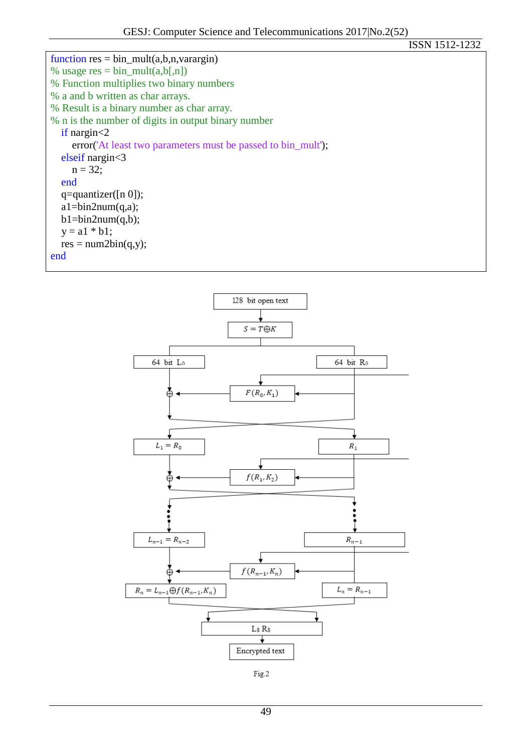```
function res = bin_mult(a,b,n,varargin)
% usage res = bin_mult(a,b[,n])
% Function multiplies two binary numbers
% a and b written as char arrays.
% Result is a binary number as char array.
% n is the number of digits in output binary number
   if nargin<2
      error('At least two parameters must be passed to bin_mult');
   elseif nargin<3
      n = 32;
   end
   q=quantizer([n 0]);
   a1=bin2num(q,a);
   b1=bin2num(q,b);
   y = a1 * b1;
   res = num2bin(q,y);
end
```

Fig.2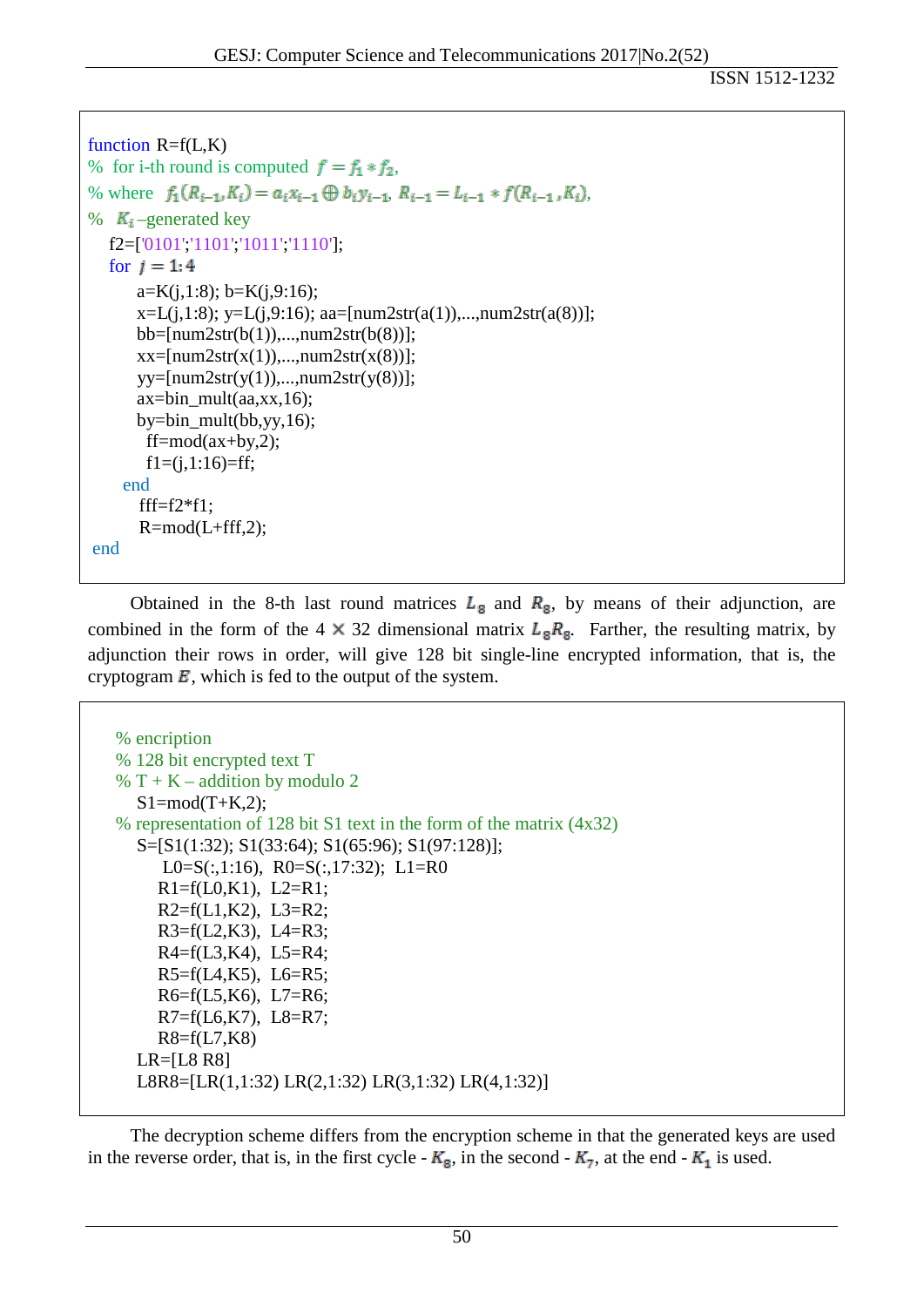```
function R=f(L,K)
% for i-th round is computed f = f1 * f2,
% where f1(R_{i-1},K_i) = a_i x_{i-1} ⊕ b_i y_{i-1}, R_{i-1} = L_{i-1} * f(R_{i-1},K_i),
% K_i –generated key
  f2=['0101';'1101';'1011';'1110'];
  for j = 1:4
      a=K(j,1:8); b=K(j,9:16);
      x=L(j,1:8); y=L(j,9:16); aa=[num2str(a(1)),...,num2str(a(8))];
      bb=[num2str(b(1)),...,num2str(b(8))];
      xx=[num2str(x(1)),...,num2str(x(8))];
      yy=[num2str(y(1)),...,num2str(y(8))];
      ax=bin_mult(aa,xx,16);
      by=bin_mult(bb,yy,16);
        ff=mod(ax+by,2);
        f1=(j,1:16)=ff;
    end
      fff=f2*f1;
      R=mod(L+fff,2);
end
```

Obtained in the 8-th last round matrices $L_8$ and $R_8$, by means of their adjunction, are combined in the form of the 4 × 32 dimensional matrix $L_8R_8$. Farther, the resulting matrix, by adjunction their rows in order, will give 128 bit single-line encrypted information, that is, the cryptogram $E$, which is fed to the output of the system.

```
  % encription
  % 128 bit encrypted text T
  % T + K – addition by modulo 2
    S1=mod(T+K,2);
  % representation of 128 bit S1 text in the form of the matrix (4x32)
    S=[S1(1:32); S1(33:64); S1(65:96); S1(97:128)];
       L0=S(:,1:16),  R0=S(:,17:32);  L1=R0
      R1=f(L0,K1),  L2=R1;
      R2=f(L1,K2),  L3=R2;
      R3=f(L2,K3),  L4=R3;
      R4=f(L3,K4),  L5=R4;
      R5=f(L4,K5),  L6=R5;
      R6=f(L5,K6),  L7=R6;
      R7=f(L6,K7),  L8=R7;
      R8=f(L7,K8)
    LR=[L8 R8]
    L8R8=[LR(1,1:32) LR(2,1:32) LR(3,1:32) LR(4,1:32)]
```

The decryption scheme differs from the encryption scheme in that the generated keys are used in the reverse order, that is, in the first cycle - $K_8$, in the second - $K_7$, at the end - $K_1$ is used.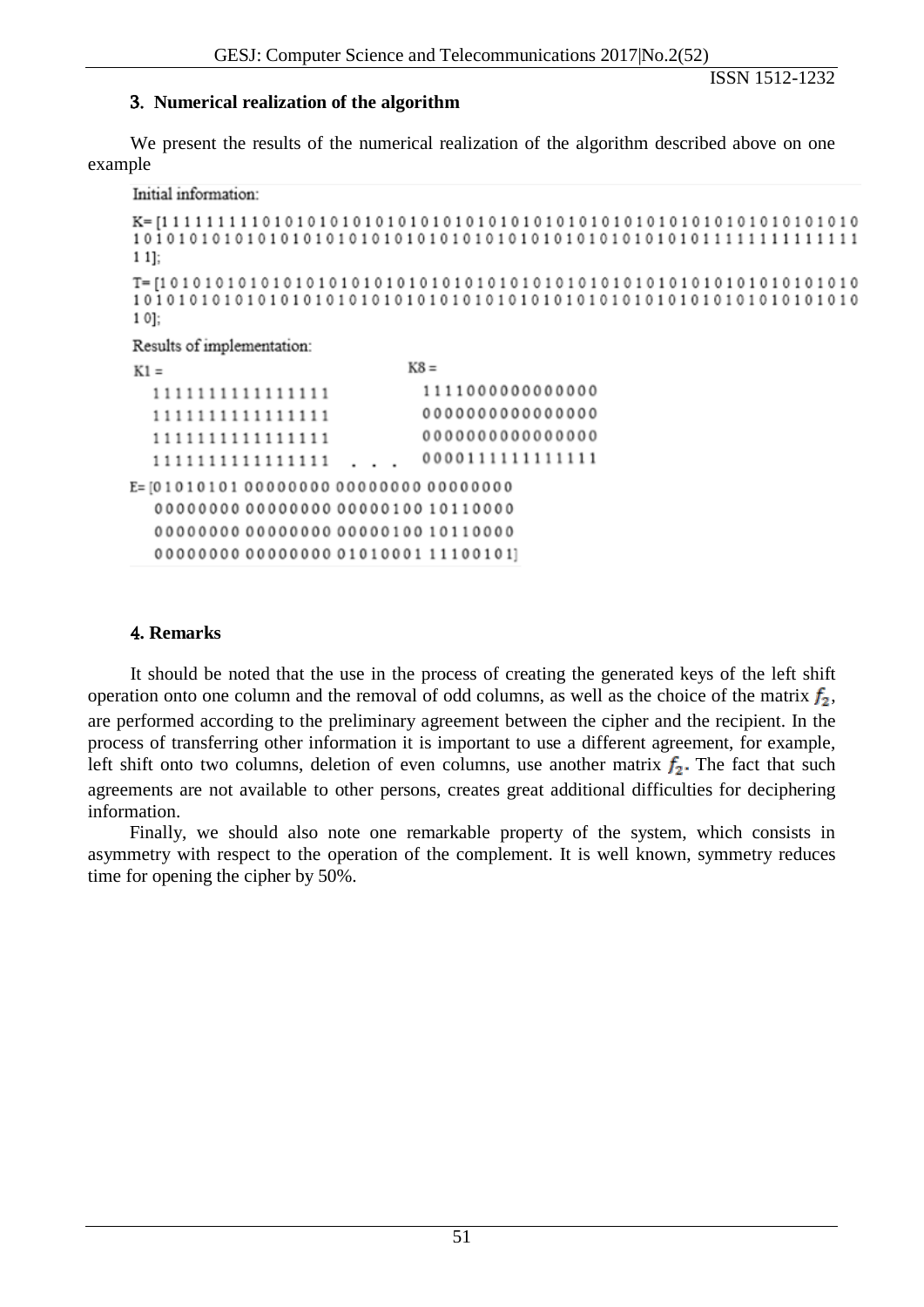### 3. Numerical realization of the algorithm

We present the results of the numerical realization of the algorithm described above on one example

Initial information:

K= [1 1 1 1 1 1 1 1 1 0 1 0 1 0 1 0 1 0 1 0 1 0 1 0 1 0 1 0 1 0 1 0 1 0 1 0 1 0 1 0 1 0 1 0 1 0 1 0 1 0 1 0 1 0 1 0 1 0 1 0 1 0 1 0 1 0 1 0 1 0 1 0 1 0 1 0 1 0 1 0 1 0 1 0 1 0 1 0 1 0 1 0 1 0 1 0 1 0 1 0 1 0 1 0 1 0 1 0 1 0 1 1 1 1 1 1 1 1 1 1 1 1 1 1 1];

T= [1 0 1 0 1 0 1 0 1 0 1 0 1 0 1 0 1 0 1 0 1 0 1 0 1 0 1 0 1 0 1 0 1 0 1 0 1 0 1 0 1 0 1 0 1 0 1 0 1 0 1 0 1 0 1 0 1 0 1 0 1 0 1 0 1 0 1 0 1 0 1 0 1 0 1 0 1 0 1 0 1 0 1 0 1 0 1 0 1 0 1 0 1 0 1 0 1 0 1 0 1 0 1 0 1 0 1 0 1 0 1 0 1 0 1 0 1 0 1 0 1 0 1 0 1 0 1 0];

Results of implementation:

```
K1 =                              K8 =
  1111111111111111                  1111000000000000
  1111111111111111                  0000000000000000
  1111111111111111                  0000000000000000
  1111111111111111      . . .       0000111111111111
```

```
E= [01010101 00000000 00000000 00000000
    00000000 00000000 00000100 10110000
    00000000 00000000 00000100 10110000
    00000000 00000000 01010001 11100101]
```

### 4. Remarks

It should be noted that the use in the process of creating the generated keys of the left shift operation onto one column and the removal of odd columns, as well as the choice of the matrix $f_2$, are performed according to the preliminary agreement between the cipher and the recipient. In the process of transferring other information it is important to use a different agreement, for example, left shift onto two columns, deletion of even columns, use another matrix $f_2$. The fact that such agreements are not available to other persons, creates great additional difficulties for deciphering information.

Finally, we should also note one remarkable property of the system, which consists in asymmetry with respect to the operation of the complement. It is well known, symmetry reduces time for opening the cipher by 50%.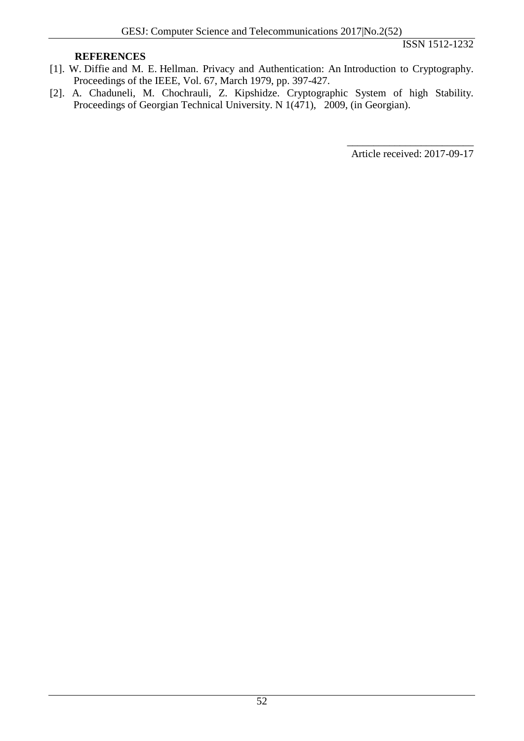**REFERENCES**

[1]. W. Diffie and M. E. Hellman. Privacy and Authentication: An Introduction to Cryptography. Proceedings of the IEEE, Vol. 67, March 1979, pp. 397-427.

[2]. A. Chaduneli, M. Chochrauli, Z. Kipshidze. Cryptographic System of high Stability. Proceedings of Georgian Technical University. N 1(471), 2009, (in Georgian).

\_\_\_\_\_\_\_\_\_\_\_\_\_\_\_\_\_\_\_\_\_\_\_\_

Article received: 2017-09-17